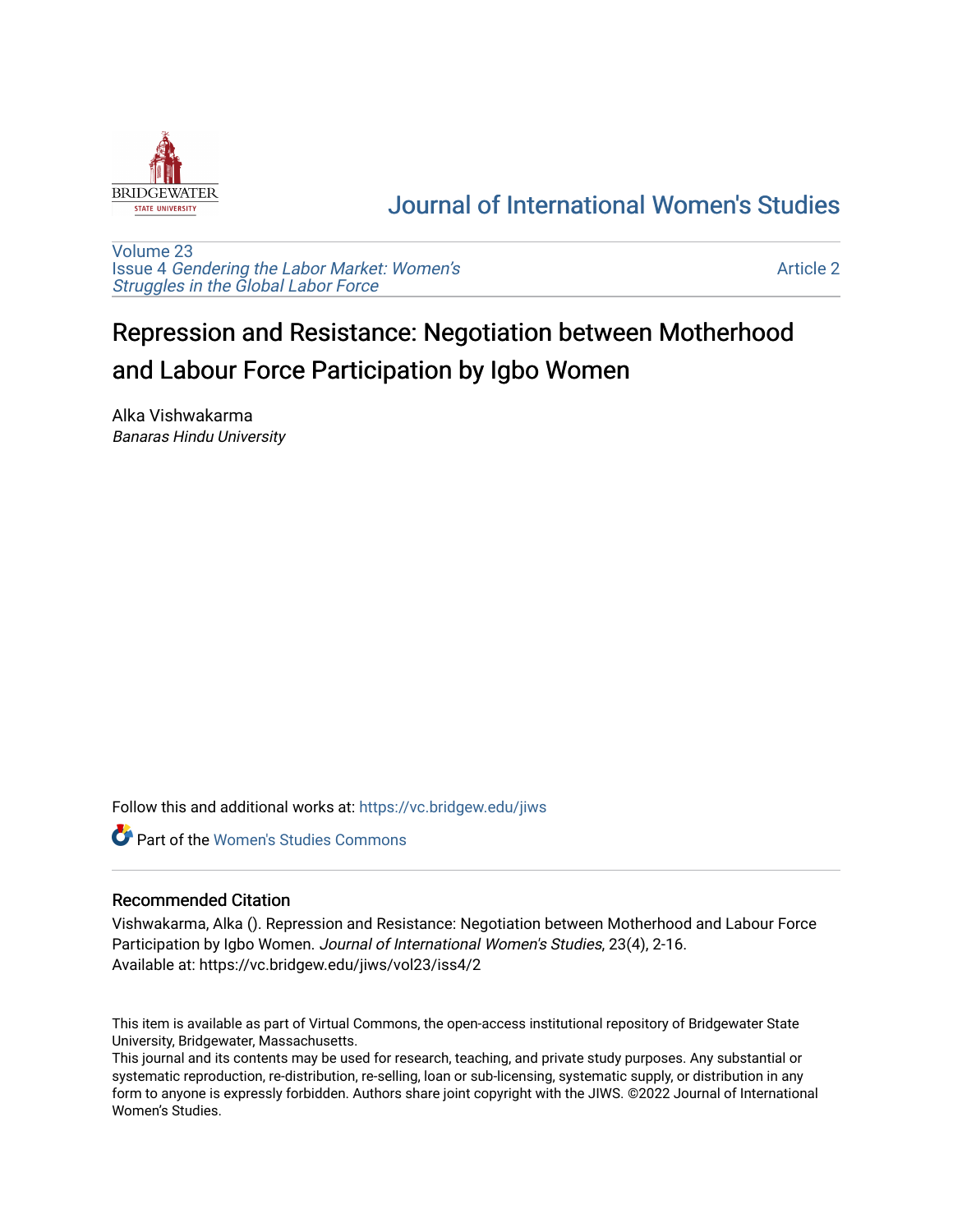# Journal of International Women's Studies

Volume 23
Issue 4 *Gendering the Labor Market: Women's Struggles in the Global Labor Force*

Article 2

## Repression and Resistance: Negotiation between Motherhood and Labour Force Participation by Igbo Women

Alka Vishwakarma
*Banaras Hindu University*

Follow this and additional works at: https://vc.bridgew.edu/jiws

Part of the Women's Studies Commons

### Recommended Citation

Vishwakarma, Alka (). Repression and Resistance: Negotiation between Motherhood and Labour Force Participation by Igbo Women. *Journal of International Women's Studies*, 23(4), 2-16.
Available at: https://vc.bridgew.edu/jiws/vol23/iss4/2

This item is available as part of Virtual Commons, the open-access institutional repository of Bridgewater State University, Bridgewater, Massachusetts.
This journal and its contents may be used for research, teaching, and private study purposes. Any substantial or systematic reproduction, re-distribution, re-selling, loan or sub-licensing, systematic supply, or distribution in any form to anyone is expressly forbidden. Authors share joint copyright with the JIWS. ©2022 Journal of International Women's Studies.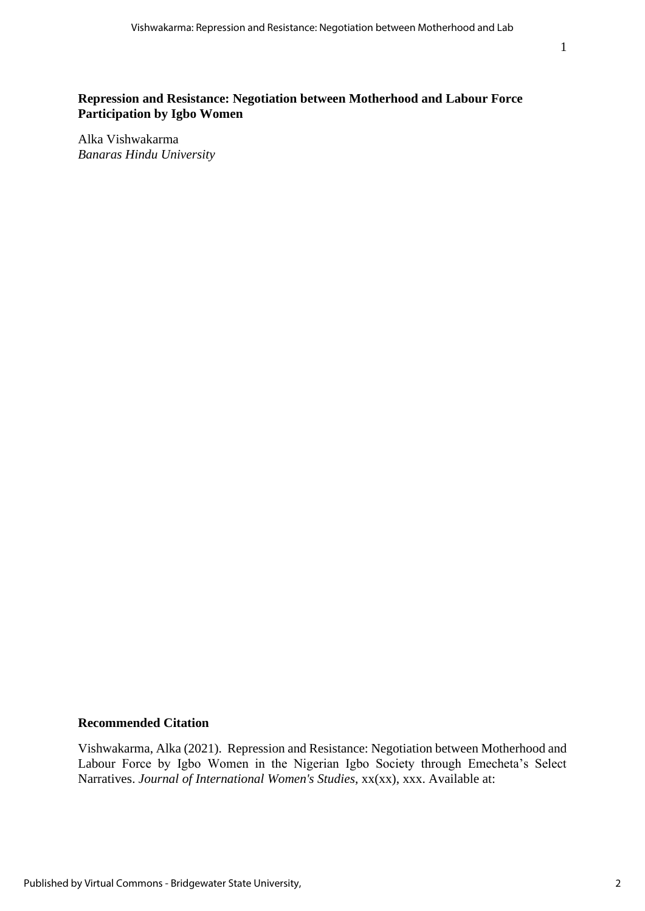**Repression and Resistance: Negotiation between Motherhood and Labour Force Participation by Igbo Women**

Alka Vishwakarma
*Banaras Hindu University*

**Recommended Citation**

Vishwakarma, Alka (2021). Repression and Resistance: Negotiation between Motherhood and Labour Force by Igbo Women in the Nigerian Igbo Society through Emecheta's Select Narratives. *Journal of International Women's Studies*, xx(xx), xxx. Available at: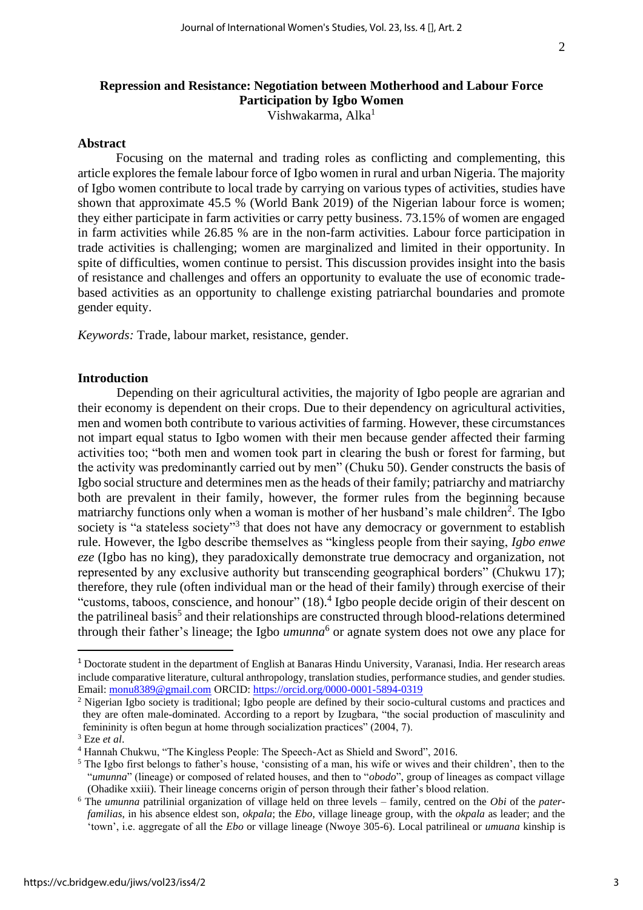## Repression and Resistance: Negotiation between Motherhood and Labour Force Participation by Igbo Women

Vishwakarma, Alka[1]

### Abstract

Focusing on the maternal and trading roles as conflicting and complementing, this article explores the female labour force of Igbo women in rural and urban Nigeria. The majority of Igbo women contribute to local trade by carrying on various types of activities, studies have shown that approximate 45.5 % (World Bank 2019) of the Nigerian labour force is women; they either participate in farm activities or carry petty business. 73.15% of women are engaged in farm activities while 26.85 % are in the non-farm activities. Labour force participation in trade activities is challenging; women are marginalized and limited in their opportunity. In spite of difficulties, women continue to persist. This discussion provides insight into the basis of resistance and challenges and offers an opportunity to evaluate the use of economic trade-based activities as an opportunity to challenge existing patriarchal boundaries and promote gender equity.

*Keywords:* Trade, labour market, resistance, gender.

### Introduction

Depending on their agricultural activities, the majority of Igbo people are agrarian and their economy is dependent on their crops. Due to their dependency on agricultural activities, men and women both contribute to various activities of farming. However, these circumstances not impart equal status to Igbo women with their men because gender affected their farming activities too; "both men and women took part in clearing the bush or forest for farming, but the activity was predominantly carried out by men" (Chuku 50). Gender constructs the basis of Igbo social structure and determines men as the heads of their family; patriarchy and matriarchy both are prevalent in their family, however, the former rules from the beginning because matriarchy functions only when a woman is mother of her husband's male children[2]. The Igbo society is "a stateless society"[3] that does not have any democracy or government to establish rule. However, the Igbo describe themselves as "kingless people from their saying, *Igbo enwe eze* (Igbo has no king), they paradoxically demonstrate true democracy and organization, not represented by any exclusive authority but transcending geographical borders" (Chukwu 17); therefore, they rule (often individual man or the head of their family) through exercise of their "customs, taboos, conscience, and honour" (18).[4] Igbo people decide origin of their descent on the patrilineal basis[5] and their relationships are constructed through blood-relations determined through their father's lineage; the Igbo *umunna*[6] or agnate system does not owe any place for

---

[1] Doctorate student in the department of English at Banaras Hindu University, Varanasi, India. Her research areas include comparative literature, cultural anthropology, translation studies, performance studies, and gender studies. Email: monu8389@gmail.com ORCID: https://orcid.org/0000-0001-5894-0319

[2] Nigerian Igbo society is traditional; Igbo people are defined by their socio-cultural customs and practices and they are often male-dominated. According to a report by Izugbara, "the social production of masculinity and femininity is often begun at home through socialization practices" (2004, 7).

[3] Eze *et al*.

[4] Hannah Chukwu, "The Kingless People: The Speech-Act as Shield and Sword", 2016.

[5] The Igbo first belongs to father's house, 'consisting of a man, his wife or wives and their children', then to the "*umunna*" (lineage) or composed of related houses, and then to "*obodo*", group of lineages as compact village (Ohadike xxiii). Their lineage concerns origin of person through their father's blood relation.

[6] The *umunna* patrilinial organization of village held on three levels – family, centred on the *Obi* of the *pater-familias*, in his absence eldest son, *okpala*; the *Ebo*, village lineage group, with the *okpala* as leader; and the 'town', i.e. aggregate of all the *Ebo* or village lineage (Nwoye 305-6). Local patrilineal or *umuana* kinship is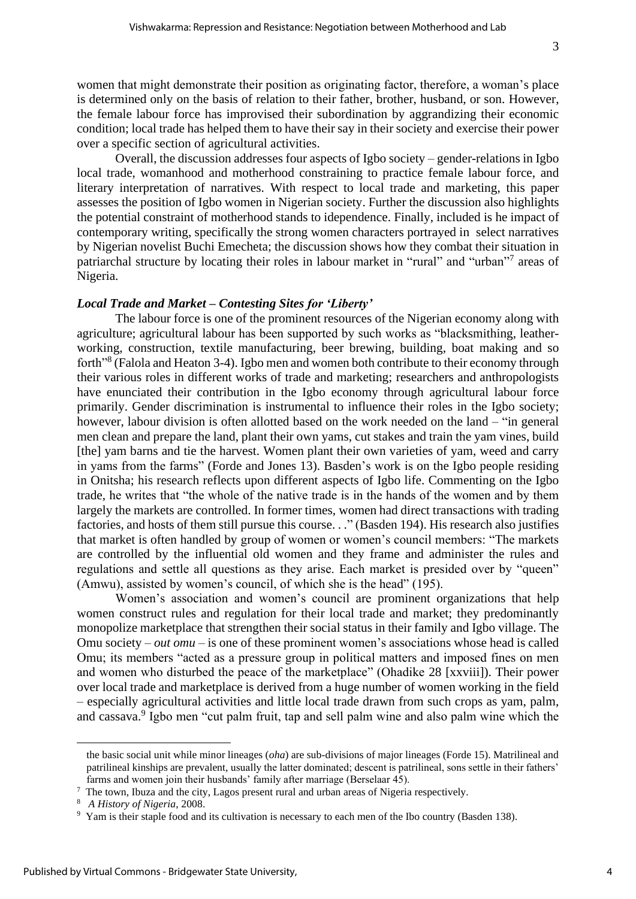women that might demonstrate their position as originating factor, therefore, a woman's place is determined only on the basis of relation to their father, brother, husband, or son. However, the female labour force has improvised their subordination by aggrandizing their economic condition; local trade has helped them to have their say in their society and exercise their power over a specific section of agricultural activities.

Overall, the discussion addresses four aspects of Igbo society – gender-relations in Igbo local trade, womanhood and motherhood constraining to practice female labour force, and literary interpretation of narratives. With respect to local trade and marketing, this paper assesses the position of Igbo women in Nigerian society. Further the discussion also highlights the potential constraint of motherhood stands to idependence. Finally, included is he impact of contemporary writing, specifically the strong women characters portrayed in select narratives by Nigerian novelist Buchi Emecheta; the discussion shows how they combat their situation in patriarchal structure by locating their roles in labour market in "rural" and "urban"[7] areas of Nigeria.

### *Local Trade and Market – Contesting Sites for 'Liberty'*

The labour force is one of the prominent resources of the Nigerian economy along with agriculture; agricultural labour has been supported by such works as "blacksmithing, leather-working, construction, textile manufacturing, beer brewing, building, boat making and so forth"[8] (Falola and Heaton 3-4). Igbo men and women both contribute to their economy through their various roles in different works of trade and marketing; researchers and anthropologists have enunciated their contribution in the Igbo economy through agricultural labour force primarily. Gender discrimination is instrumental to influence their roles in the Igbo society; however, labour division is often allotted based on the work needed on the land – "in general men clean and prepare the land, plant their own yams, cut stakes and train the yam vines, build [the] yam barns and tie the harvest. Women plant their own varieties of yam, weed and carry in yams from the farms" (Forde and Jones 13). Basden's work is on the Igbo people residing in Onitsha; his research reflects upon different aspects of Igbo life. Commenting on the Igbo trade, he writes that "the whole of the native trade is in the hands of the women and by them largely the markets are controlled. In former times, women had direct transactions with trading factories, and hosts of them still pursue this course. . ." (Basden 194). His research also justifies that market is often handled by group of women or women's council members: "The markets are controlled by the influential old women and they frame and administer the rules and regulations and settle all questions as they arise. Each market is presided over by "queen" (Amwu), assisted by women's council, of which she is the head" (195).

Women's association and women's council are prominent organizations that help women construct rules and regulation for their local trade and market; they predominantly monopolize marketplace that strengthen their social status in their family and Igbo village. The Omu society – *out omu* – is one of these prominent women's associations whose head is called Omu; its members "acted as a pressure group in political matters and imposed fines on men and women who disturbed the peace of the marketplace" (Ohadike 28 [xxviii]). Their power over local trade and marketplace is derived from a huge number of women working in the field – especially agricultural activities and little local trade drawn from such crops as yam, palm, and cassava.[9] Igbo men "cut palm fruit, tap and sell palm wine and also palm wine which the

---

the basic social unit while minor lineages (*oha*) are sub-divisions of major lineages (Forde 15). Matrilineal and patrilineal kinships are prevalent, usually the latter dominated; descent is patrilineal, sons settle in their fathers' farms and women join their husbands' family after marriage (Berselaar 45).

[7] The town, Ibuza and the city, Lagos present rural and urban areas of Nigeria respectively.

[8] *A History of Nigeria*, 2008.

[9] Yam is their staple food and its cultivation is necessary to each men of the Ibo country (Basden 138).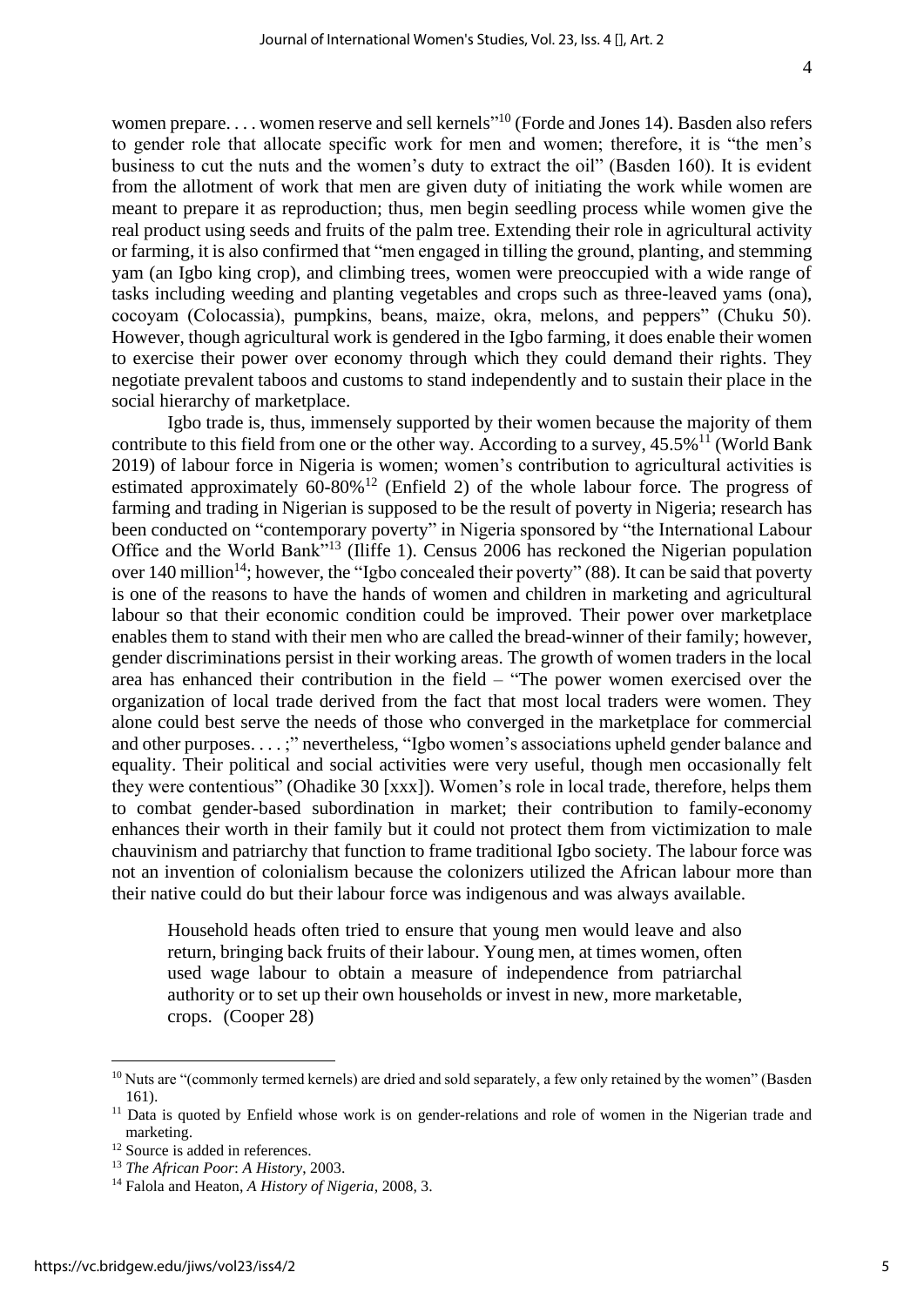women prepare. . . . women reserve and sell kernels"[10] (Forde and Jones 14). Basden also refers to gender role that allocate specific work for men and women; therefore, it is "the men's business to cut the nuts and the women's duty to extract the oil" (Basden 160). It is evident from the allotment of work that men are given duty of initiating the work while women are meant to prepare it as reproduction; thus, men begin seedling process while women give the real product using seeds and fruits of the palm tree. Extending their role in agricultural activity or farming, it is also confirmed that "men engaged in tilling the ground, planting, and stemming yam (an Igbo king crop), and climbing trees, women were preoccupied with a wide range of tasks including weeding and planting vegetables and crops such as three-leaved yams (ona), cocoyam (Colocassia), pumpkins, beans, maize, okra, melons, and peppers" (Chuku 50). However, though agricultural work is gendered in the Igbo farming, it does enable their women to exercise their power over economy through which they could demand their rights. They negotiate prevalent taboos and customs to stand independently and to sustain their place in the social hierarchy of marketplace.

Igbo trade is, thus, immensely supported by their women because the majority of them contribute to this field from one or the other way. According to a survey, 45.5%[11] (World Bank 2019) of labour force in Nigeria is women; women's contribution to agricultural activities is estimated approximately 60-80%[12] (Enfield 2) of the whole labour force. The progress of farming and trading in Nigerian is supposed to be the result of poverty in Nigeria; research has been conducted on "contemporary poverty" in Nigeria sponsored by "the International Labour Office and the World Bank"[13] (Iliffe 1). Census 2006 has reckoned the Nigerian population over 140 million[14]; however, the "Igbo concealed their poverty" (88). It can be said that poverty is one of the reasons to have the hands of women and children in marketing and agricultural labour so that their economic condition could be improved. Their power over marketplace enables them to stand with their men who are called the bread-winner of their family; however, gender discriminations persist in their working areas. The growth of women traders in the local area has enhanced their contribution in the field – "The power women exercised over the organization of local trade derived from the fact that most local traders were women. They alone could best serve the needs of those who converged in the marketplace for commercial and other purposes. . . . ;" nevertheless, "Igbo women's associations upheld gender balance and equality. Their political and social activities were very useful, though men occasionally felt they were contentious" (Ohadike 30 [xxx]). Women's role in local trade, therefore, helps them to combat gender-based subordination in market; their contribution to family-economy enhances their worth in their family but it could not protect them from victimization to male chauvinism and patriarchy that function to frame traditional Igbo society. The labour force was not an invention of colonialism because the colonizers utilized the African labour more than their native could do but their labour force was indigenous and was always available.

> Household heads often tried to ensure that young men would leave and also return, bringing back fruits of their labour. Young men, at times women, often used wage labour to obtain a measure of independence from patriarchal authority or to set up their own households or invest in new, more marketable, crops. (Cooper 28)

---

[10] Nuts are "(commonly termed kernels) are dried and sold separately, a few only retained by the women" (Basden 161).

[11] Data is quoted by Enfield whose work is on gender-relations and role of women in the Nigerian trade and marketing.

[12] Source is added in references.

[13] *The African Poor*: *A History*, 2003.

[14] Falola and Heaton, *A History of Nigeria*, 2008, 3.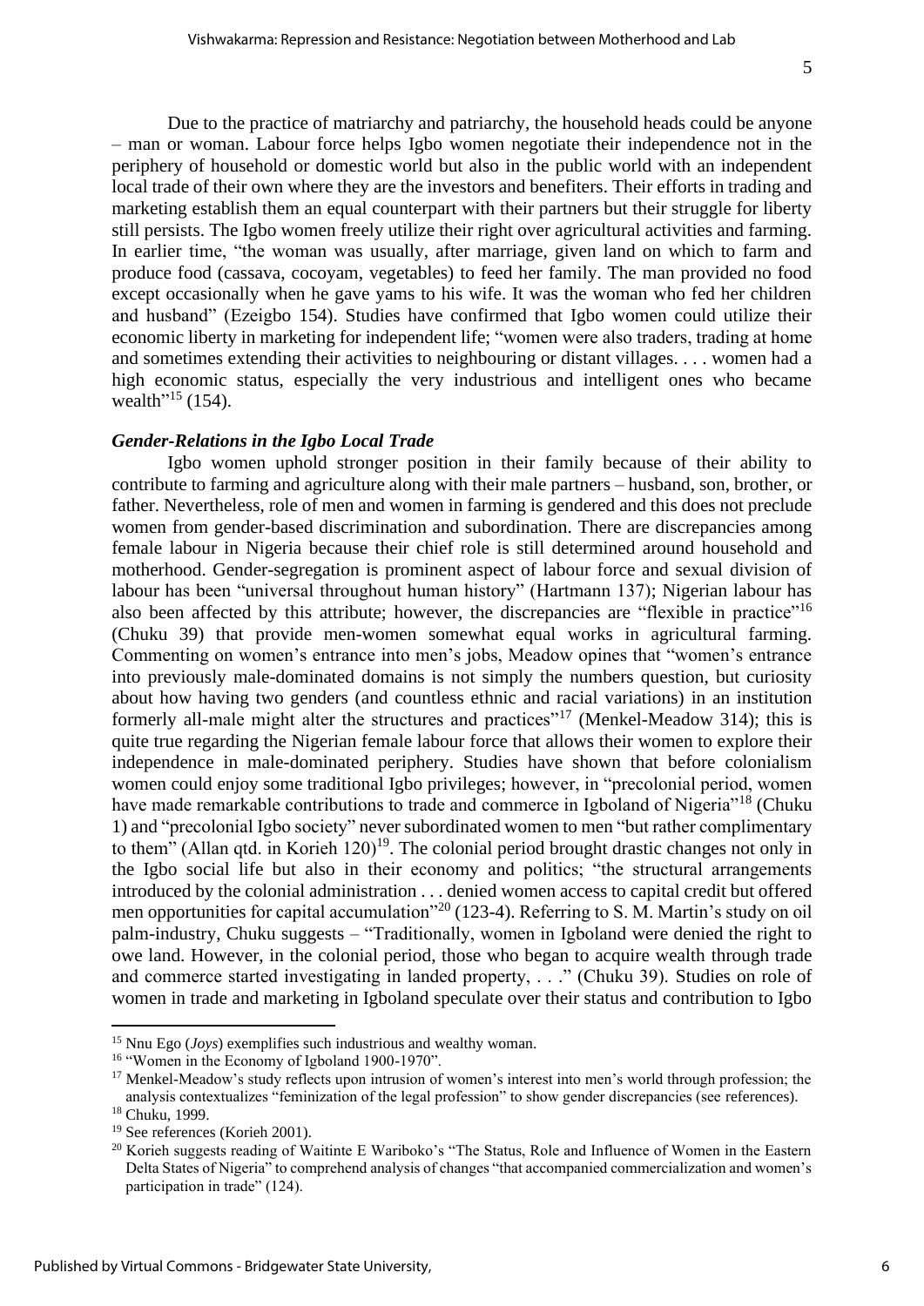Due to the practice of matriarchy and patriarchy, the household heads could be anyone – man or woman. Labour force helps Igbo women negotiate their independence not in the periphery of household or domestic world but also in the public world with an independent local trade of their own where they are the investors and benefiters. Their efforts in trading and marketing establish them an equal counterpart with their partners but their struggle for liberty still persists. The Igbo women freely utilize their right over agricultural activities and farming. In earlier time, "the woman was usually, after marriage, given land on which to farm and produce food (cassava, cocoyam, vegetables) to feed her family. The man provided no food except occasionally when he gave yams to his wife. It was the woman who fed her children and husband" (Ezeigbo 154). Studies have confirmed that Igbo women could utilize their economic liberty in marketing for independent life; "women were also traders, trading at home and sometimes extending their activities to neighbouring or distant villages. . . . women had a high economic status, especially the very industrious and intelligent ones who became wealth"[15] (154).

### *Gender-Relations in the Igbo Local Trade*

Igbo women uphold stronger position in their family because of their ability to contribute to farming and agriculture along with their male partners – husband, son, brother, or father. Nevertheless, role of men and women in farming is gendered and this does not preclude women from gender-based discrimination and subordination. There are discrepancies among female labour in Nigeria because their chief role is still determined around household and motherhood. Gender-segregation is prominent aspect of labour force and sexual division of labour has been "universal throughout human history" (Hartmann 137); Nigerian labour has also been affected by this attribute; however, the discrepancies are "flexible in practice"[16] (Chuku 39) that provide men-women somewhat equal works in agricultural farming. Commenting on women's entrance into men's jobs, Meadow opines that "women's entrance into previously male-dominated domains is not simply the numbers question, but curiosity about how having two genders (and countless ethnic and racial variations) in an institution formerly all-male might alter the structures and practices"[17] (Menkel-Meadow 314); this is quite true regarding the Nigerian female labour force that allows their women to explore their independence in male-dominated periphery. Studies have shown that before colonialism women could enjoy some traditional Igbo privileges; however, in "precolonial period, women have made remarkable contributions to trade and commerce in Igboland of Nigeria"[18] (Chuku 1) and "precolonial Igbo society" never subordinated women to men "but rather complimentary to them" (Allan qtd. in Korieh 120)[19]. The colonial period brought drastic changes not only in the Igbo social life but also in their economy and politics; "the structural arrangements introduced by the colonial administration . . . denied women access to capital credit but offered men opportunities for capital accumulation"[20] (123-4). Referring to S. M. Martin's study on oil palm-industry, Chuku suggests – "Traditionally, women in Igboland were denied the right to owe land. However, in the colonial period, those who began to acquire wealth through trade and commerce started investigating in landed property, . . ." (Chuku 39). Studies on role of women in trade and marketing in Igboland speculate over their status and contribution to Igbo

---

[15] Nnu Ego (*Joys*) exemplifies such industrious and wealthy woman.

[16] "Women in the Economy of Igboland 1900-1970".

[17] Menkel-Meadow's study reflects upon intrusion of women's interest into men's world through profession; the analysis contextualizes "feminization of the legal profession" to show gender discrepancies (see references).

[18] Chuku, 1999.

[19] See references (Korieh 2001).

[20] Korieh suggests reading of Waitinte E Wariboko's "The Status, Role and Influence of Women in the Eastern Delta States of Nigeria" to comprehend analysis of changes "that accompanied commercialization and women's participation in trade" (124).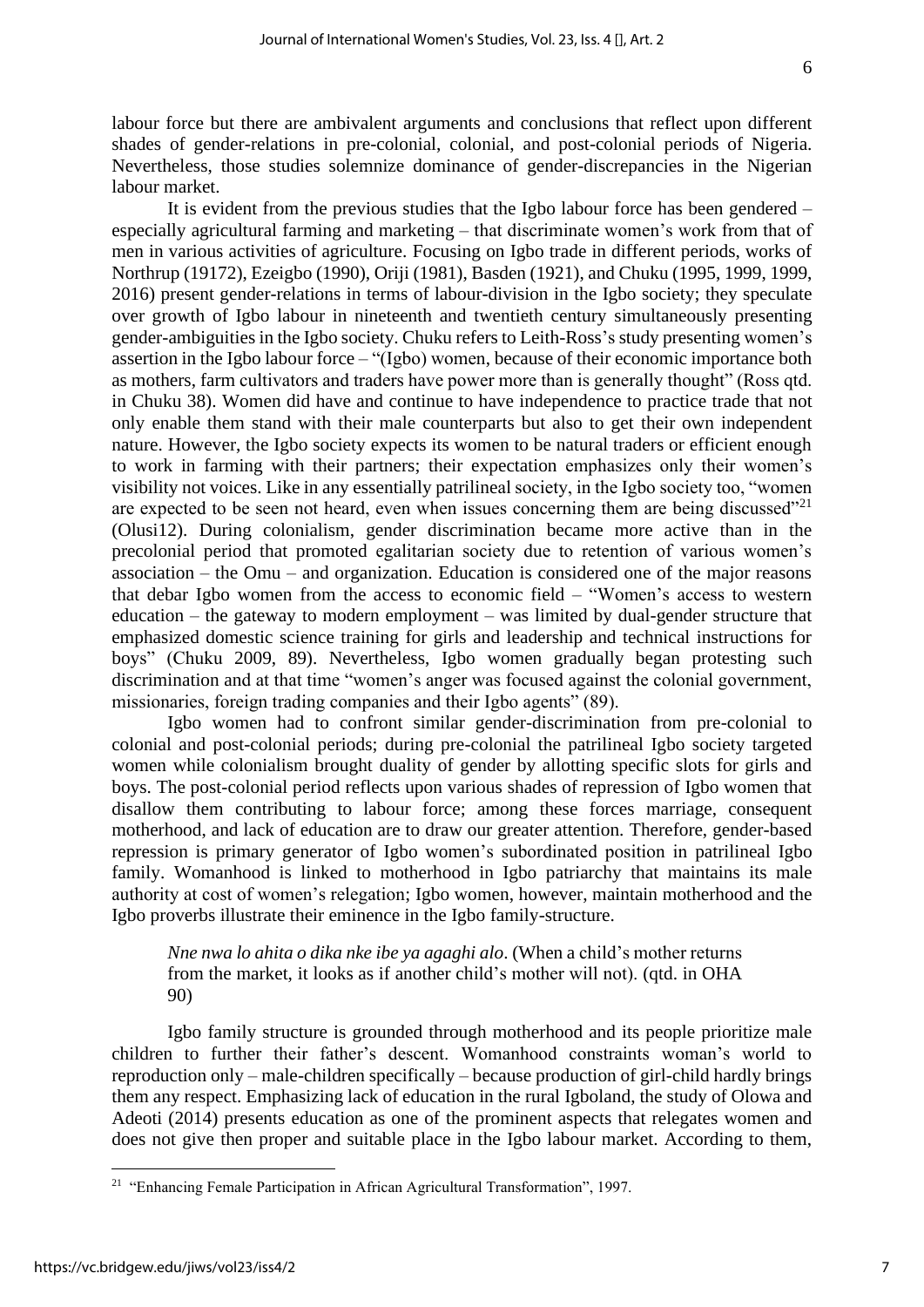labour force but there are ambivalent arguments and conclusions that reflect upon different shades of gender-relations in pre-colonial, colonial, and post-colonial periods of Nigeria. Nevertheless, those studies solemnize dominance of gender-discrepancies in the Nigerian labour market.

It is evident from the previous studies that the Igbo labour force has been gendered – especially agricultural farming and marketing – that discriminate women's work from that of men in various activities of agriculture. Focusing on Igbo trade in different periods, works of Northrup (19172), Ezeigbo (1990), Oriji (1981), Basden (1921), and Chuku (1995, 1999, 1999, 2016) present gender-relations in terms of labour-division in the Igbo society; they speculate over growth of Igbo labour in nineteenth and twentieth century simultaneously presenting gender-ambiguities in the Igbo society. Chuku refers to Leith-Ross's study presenting women's assertion in the Igbo labour force – "(Igbo) women, because of their economic importance both as mothers, farm cultivators and traders have power more than is generally thought" (Ross qtd. in Chuku 38). Women did have and continue to have independence to practice trade that not only enable them stand with their male counterparts but also to get their own independent nature. However, the Igbo society expects its women to be natural traders or efficient enough to work in farming with their partners; their expectation emphasizes only their women's visibility not voices. Like in any essentially patrilineal society, in the Igbo society too, "women are expected to be seen not heard, even when issues concerning them are being discussed"[21] (Olusi12). During colonialism, gender discrimination became more active than in the precolonial period that promoted egalitarian society due to retention of various women's association – the Omu – and organization. Education is considered one of the major reasons that debar Igbo women from the access to economic field – "Women's access to western education – the gateway to modern employment – was limited by dual-gender structure that emphasized domestic science training for girls and leadership and technical instructions for boys" (Chuku 2009, 89). Nevertheless, Igbo women gradually began protesting such discrimination and at that time "women's anger was focused against the colonial government, missionaries, foreign trading companies and their Igbo agents" (89).

Igbo women had to confront similar gender-discrimination from pre-colonial to colonial and post-colonial periods; during pre-colonial the patrilineal Igbo society targeted women while colonialism brought duality of gender by allotting specific slots for girls and boys. The post-colonial period reflects upon various shades of repression of Igbo women that disallow them contributing to labour force; among these forces marriage, consequent motherhood, and lack of education are to draw our greater attention. Therefore, gender-based repression is primary generator of Igbo women's subordinated position in patrilineal Igbo family. Womanhood is linked to motherhood in Igbo patriarchy that maintains its male authority at cost of women's relegation; Igbo women, however, maintain motherhood and the Igbo proverbs illustrate their eminence in the Igbo family-structure.

> *Nne nwa lo ahita o dika nke ibe ya agaghi alo*. (When a child's mother returns from the market, it looks as if another child's mother will not). (qtd. in OHA 90)

Igbo family structure is grounded through motherhood and its people prioritize male children to further their father's descent. Womanhood constraints woman's world to reproduction only – male-children specifically – because production of girl-child hardly brings them any respect. Emphasizing lack of education in the rural Igboland, the study of Olowa and Adeoti (2014) presents education as one of the prominent aspects that relegates women and does not give then proper and suitable place in the Igbo labour market. According to them,

[21] "Enhancing Female Participation in African Agricultural Transformation", 1997.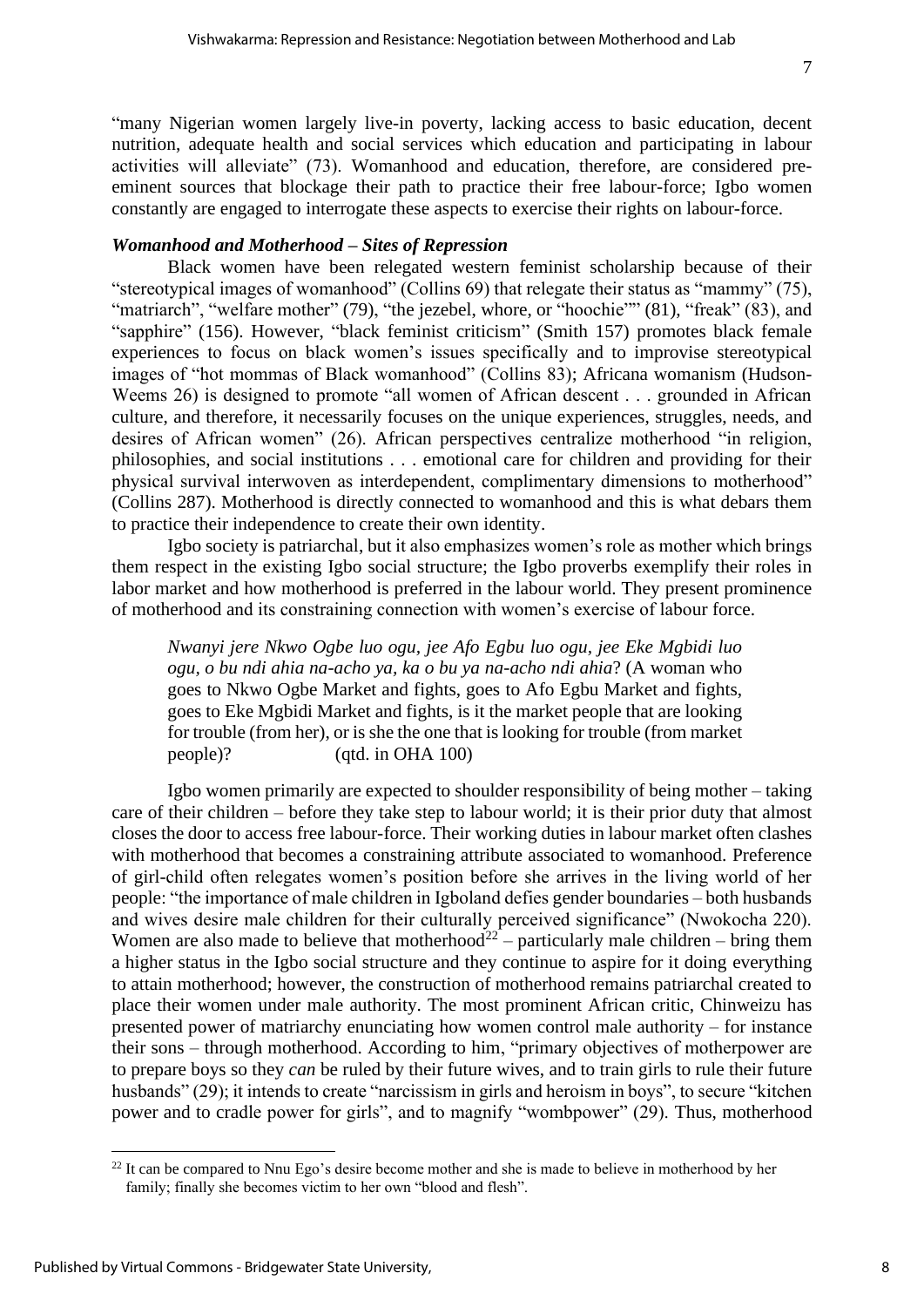"many Nigerian women largely live-in poverty, lacking access to basic education, decent nutrition, adequate health and social services which education and participating in labour activities will alleviate" (73). Womanhood and education, therefore, are considered pre-eminent sources that blockage their path to practice their free labour-force; Igbo women constantly are engaged to interrogate these aspects to exercise their rights on labour-force.

### *Womanhood and Motherhood – Sites of Repression*

Black women have been relegated western feminist scholarship because of their "stereotypical images of womanhood" (Collins 69) that relegate their status as "mammy" (75), "matriarch", "welfare mother" (79), "the jezebel, whore, or "hoochie"" (81), "freak" (83), and "sapphire" (156). However, "black feminist criticism" (Smith 157) promotes black female experiences to focus on black women's issues specifically and to improvise stereotypical images of "hot mommas of Black womanhood" (Collins 83); Africana womanism (Hudson-Weems 26) is designed to promote "all women of African descent . . . grounded in African culture, and therefore, it necessarily focuses on the unique experiences, struggles, needs, and desires of African women" (26). African perspectives centralize motherhood "in religion, philosophies, and social institutions . . . emotional care for children and providing for their physical survival interwoven as interdependent, complimentary dimensions to motherhood" (Collins 287). Motherhood is directly connected to womanhood and this is what debars them to practice their independence to create their own identity.

Igbo society is patriarchal, but it also emphasizes women's role as mother which brings them respect in the existing Igbo social structure; the Igbo proverbs exemplify their roles in labor market and how motherhood is preferred in the labour world. They present prominence of motherhood and its constraining connection with women's exercise of labour force.

> *Nwanyi jere Nkwo Ogbe luo ogu, jee Afo Egbu luo ogu, jee Eke Mgbidi luo ogu, o bu ndi ahia na-acho ya, ka o bu ya na-acho ndi ahia*? (A woman who goes to Nkwo Ogbe Market and fights, goes to Afo Egbu Market and fights, goes to Eke Mgbidi Market and fights, is it the market people that are looking for trouble (from her), or is she the one that is looking for trouble (from market people)? (qtd. in OHA 100)

Igbo women primarily are expected to shoulder responsibility of being mother – taking care of their children – before they take step to labour world; it is their prior duty that almost closes the door to access free labour-force. Their working duties in labour market often clashes with motherhood that becomes a constraining attribute associated to womanhood. Preference of girl-child often relegates women's position before she arrives in the living world of her people: "the importance of male children in Igboland defies gender boundaries – both husbands and wives desire male children for their culturally perceived significance" (Nwokocha 220). Women are also made to believe that motherhood[22] – particularly male children – bring them a higher status in the Igbo social structure and they continue to aspire for it doing everything to attain motherhood; however, the construction of motherhood remains patriarchal created to place their women under male authority. The most prominent African critic, Chinweizu has presented power of matriarchy enunciating how women control male authority – for instance their sons – through motherhood. According to him, "primary objectives of motherpower are to prepare boys so they *can* be ruled by their future wives, and to train girls to rule their future husbands" (29); it intends to create "narcissism in girls and heroism in boys", to secure "kitchen power and to cradle power for girls", and to magnify "wombpower" (29). Thus, motherhood

---

[22] It can be compared to Nnu Ego's desire become mother and she is made to believe in motherhood by her family; finally she becomes victim to her own "blood and flesh".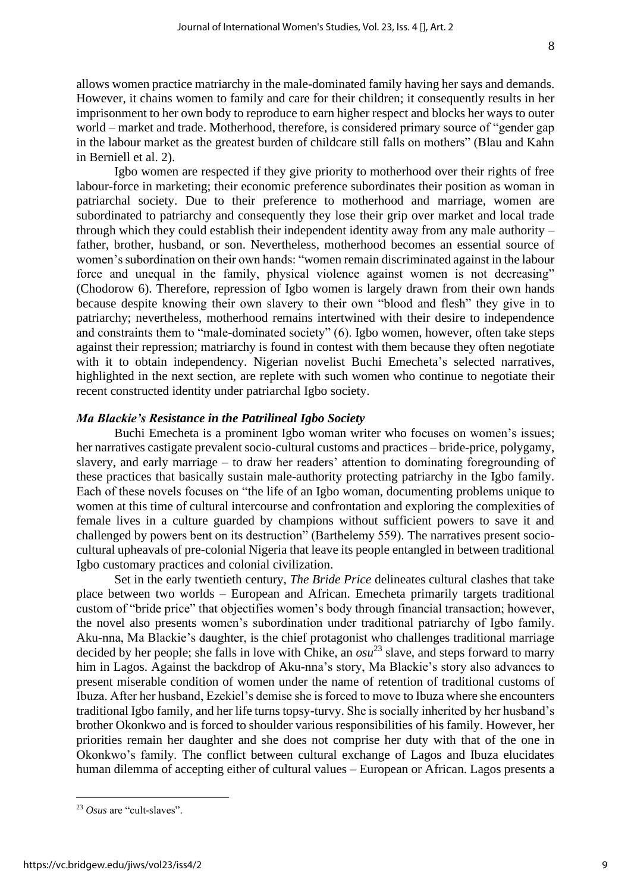allows women practice matriarchy in the male-dominated family having her says and demands. However, it chains women to family and care for their children; it consequently results in her imprisonment to her own body to reproduce to earn higher respect and blocks her ways to outer world – market and trade. Motherhood, therefore, is considered primary source of "gender gap in the labour market as the greatest burden of childcare still falls on mothers" (Blau and Kahn in Berniell et al. 2).

Igbo women are respected if they give priority to motherhood over their rights of free labour-force in marketing; their economic preference subordinates their position as woman in patriarchal society. Due to their preference to motherhood and marriage, women are subordinated to patriarchy and consequently they lose their grip over market and local trade through which they could establish their independent identity away from any male authority – father, brother, husband, or son. Nevertheless, motherhood becomes an essential source of women's subordination on their own hands: "women remain discriminated against in the labour force and unequal in the family, physical violence against women is not decreasing" (Chodorow 6). Therefore, repression of Igbo women is largely drawn from their own hands because despite knowing their own slavery to their own "blood and flesh" they give in to patriarchy; nevertheless, motherhood remains intertwined with their desire to independence and constraints them to "male-dominated society" (6). Igbo women, however, often take steps against their repression; matriarchy is found in contest with them because they often negotiate with it to obtain independency. Nigerian novelist Buchi Emecheta's selected narratives, highlighted in the next section, are replete with such women who continue to negotiate their recent constructed identity under patriarchal Igbo society.

### *Ma Blackie's Resistance in the Patrilineal Igbo Society*

Buchi Emecheta is a prominent Igbo woman writer who focuses on women's issues; her narratives castigate prevalent socio-cultural customs and practices – bride-price, polygamy, slavery, and early marriage – to draw her readers' attention to dominating foregrounding of these practices that basically sustain male-authority protecting patriarchy in the Igbo family. Each of these novels focuses on "the life of an Igbo woman, documenting problems unique to women at this time of cultural intercourse and confrontation and exploring the complexities of female lives in a culture guarded by champions without sufficient powers to save it and challenged by powers bent on its destruction" (Barthelemy 559). The narratives present socio-cultural upheavals of pre-colonial Nigeria that leave its people entangled in between traditional Igbo customary practices and colonial civilization.

Set in the early twentieth century, *The Bride Price* delineates cultural clashes that take place between two worlds – European and African. Emecheta primarily targets traditional custom of "bride price" that objectifies women's body through financial transaction; however, the novel also presents women's subordination under traditional patriarchy of Igbo family. Aku-nna, Ma Blackie's daughter, is the chief protagonist who challenges traditional marriage decided by her people; she falls in love with Chike, an *osu*[23] slave, and steps forward to marry him in Lagos. Against the backdrop of Aku-nna's story, Ma Blackie's story also advances to present miserable condition of women under the name of retention of traditional customs of Ibuza. After her husband, Ezekiel's demise she is forced to move to Ibuza where she encounters traditional Igbo family, and her life turns topsy-turvy. She is socially inherited by her husband's brother Okonkwo and is forced to shoulder various responsibilities of his family. However, her priorities remain her daughter and she does not comprise her duty with that of the one in Okonkwo's family. The conflict between cultural exchange of Lagos and Ibuza elucidates human dilemma of accepting either of cultural values – European or African. Lagos presents a

[23] *Osus* are "cult-slaves".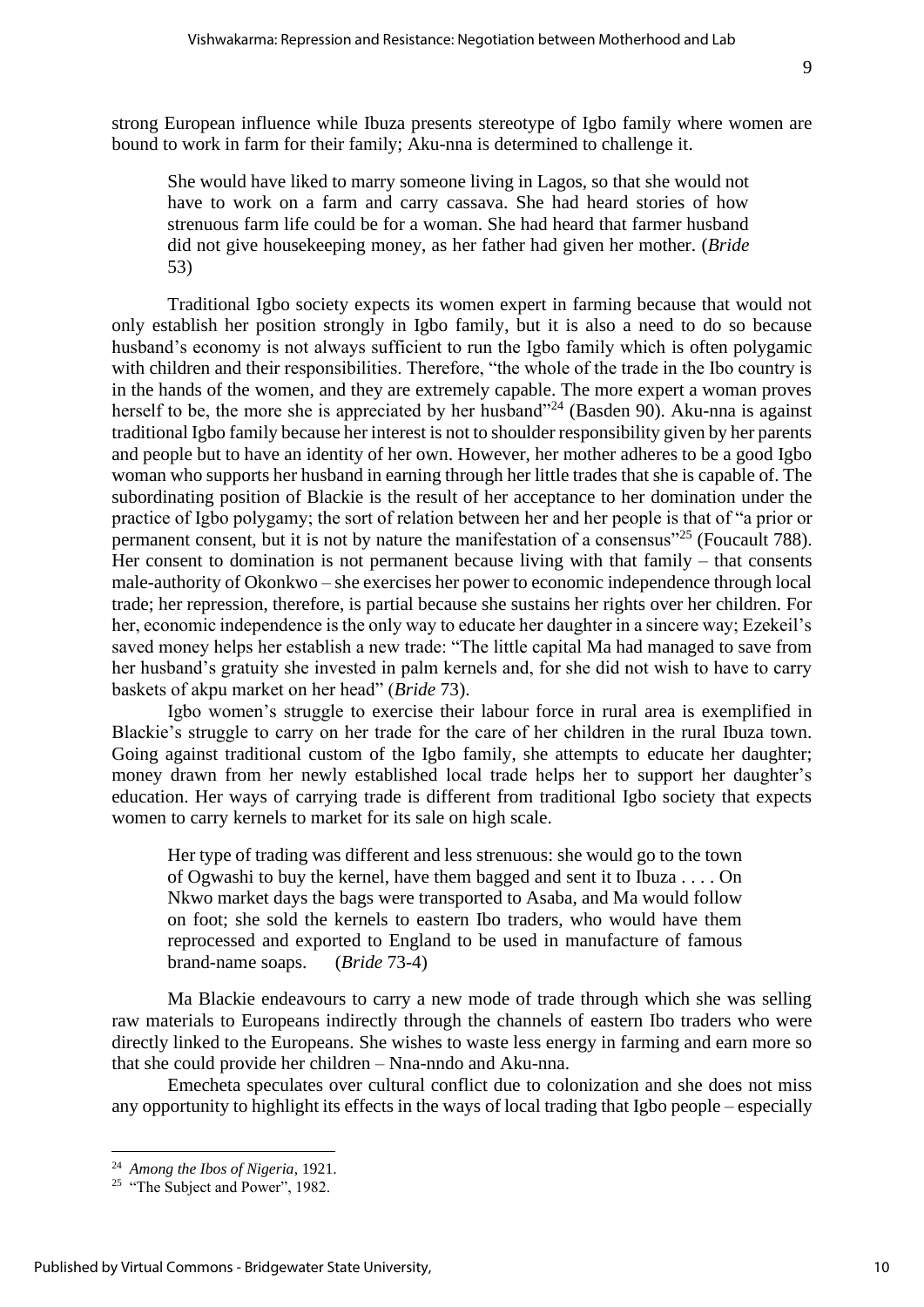strong European influence while Ibuza presents stereotype of Igbo family where women are bound to work in farm for their family; Aku-nna is determined to challenge it.

> She would have liked to marry someone living in Lagos, so that she would not have to work on a farm and carry cassava. She had heard stories of how strenuous farm life could be for a woman. She had heard that farmer husband did not give housekeeping money, as her father had given her mother. (*Bride* 53)

Traditional Igbo society expects its women expert in farming because that would not only establish her position strongly in Igbo family, but it is also a need to do so because husband's economy is not always sufficient to run the Igbo family which is often polygamic with children and their responsibilities. Therefore, "the whole of the trade in the Ibo country is in the hands of the women, and they are extremely capable. The more expert a woman proves herself to be, the more she is appreciated by her husband"[24] (Basden 90). Aku-nna is against traditional Igbo family because her interest is not to shoulder responsibility given by her parents and people but to have an identity of her own. However, her mother adheres to be a good Igbo woman who supports her husband in earning through her little trades that she is capable of. The subordinating position of Blackie is the result of her acceptance to her domination under the practice of Igbo polygamy; the sort of relation between her and her people is that of "a prior or permanent consent, but it is not by nature the manifestation of a consensus"[25] (Foucault 788). Her consent to domination is not permanent because living with that family – that consents male-authority of Okonkwo – she exercises her power to economic independence through local trade; her repression, therefore, is partial because she sustains her rights over her children. For her, economic independence is the only way to educate her daughter in a sincere way; Ezekeil's saved money helps her establish a new trade: "The little capital Ma had managed to save from her husband's gratuity she invested in palm kernels and, for she did not wish to have to carry baskets of akpu market on her head" (*Bride* 73).

Igbo women's struggle to exercise their labour force in rural area is exemplified in Blackie's struggle to carry on her trade for the care of her children in the rural Ibuza town. Going against traditional custom of the Igbo family, she attempts to educate her daughter; money drawn from her newly established local trade helps her to support her daughter's education. Her ways of carrying trade is different from traditional Igbo society that expects women to carry kernels to market for its sale on high scale.

> Her type of trading was different and less strenuous: she would go to the town of Ogwashi to buy the kernel, have them bagged and sent it to Ibuza . . . . On Nkwo market days the bags were transported to Asaba, and Ma would follow on foot; she sold the kernels to eastern Ibo traders, who would have them reprocessed and exported to England to be used in manufacture of famous brand-name soaps. (*Bride* 73-4)

Ma Blackie endeavours to carry a new mode of trade through which she was selling raw materials to Europeans indirectly through the channels of eastern Ibo traders who were directly linked to the Europeans. She wishes to waste less energy in farming and earn more so that she could provide her children – Nna-nndo and Aku-nna.

Emecheta speculates over cultural conflict due to colonization and she does not miss any opportunity to highlight its effects in the ways of local trading that Igbo people – especially

---

[24] *Among the Ibos of Nigeria*, 1921.

[25] "The Subject and Power", 1982.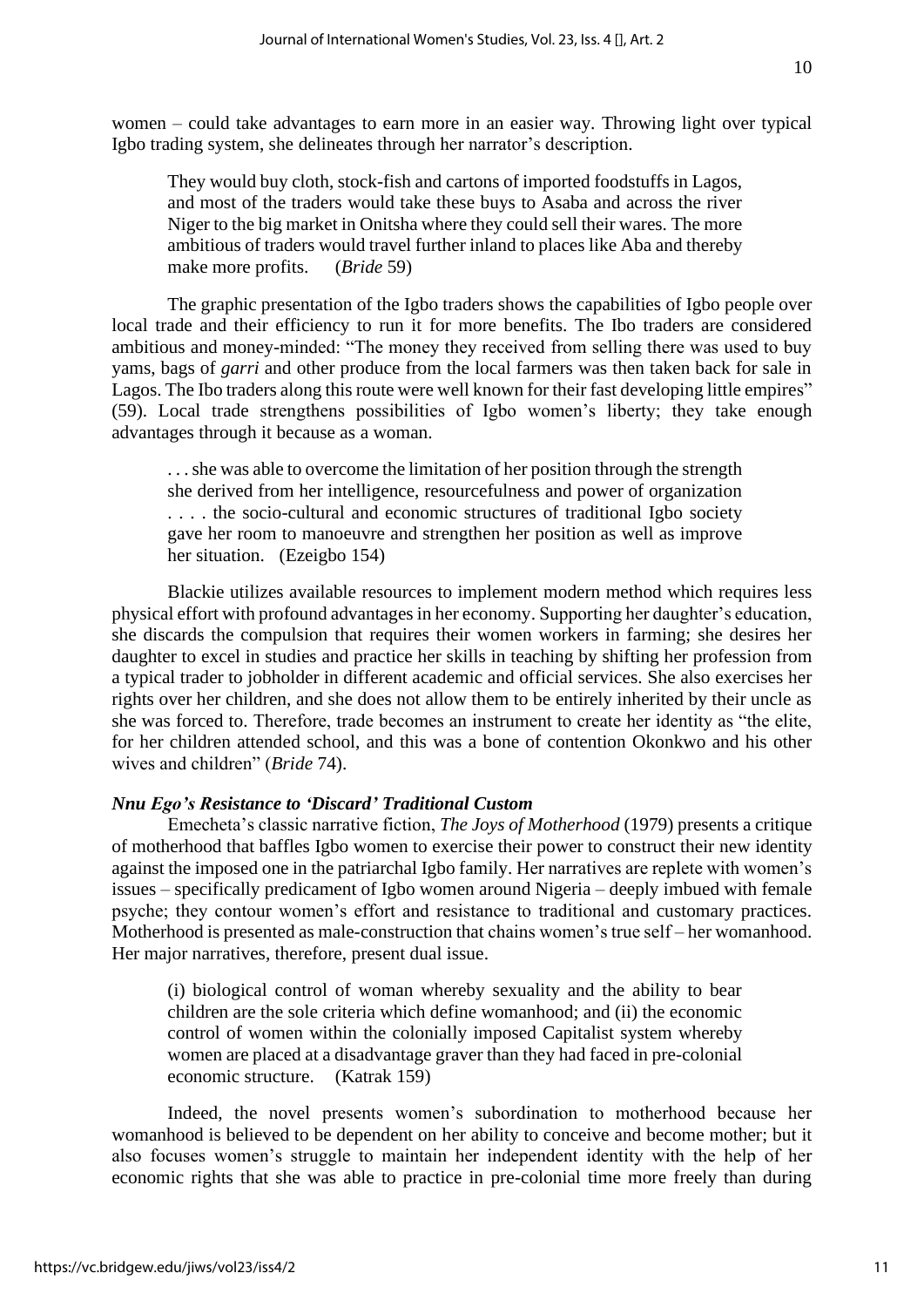women – could take advantages to earn more in an easier way. Throwing light over typical Igbo trading system, she delineates through her narrator's description.

> They would buy cloth, stock-fish and cartons of imported foodstuffs in Lagos, and most of the traders would take these buys to Asaba and across the river Niger to the big market in Onitsha where they could sell their wares. The more ambitious of traders would travel further inland to places like Aba and thereby make more profits. (*Bride* 59)

The graphic presentation of the Igbo traders shows the capabilities of Igbo people over local trade and their efficiency to run it for more benefits. The Ibo traders are considered ambitious and money-minded: "The money they received from selling there was used to buy yams, bags of *garri* and other produce from the local farmers was then taken back for sale in Lagos. The Ibo traders along this route were well known for their fast developing little empires" (59). Local trade strengthens possibilities of Igbo women's liberty; they take enough advantages through it because as a woman.

> . . . she was able to overcome the limitation of her position through the strength she derived from her intelligence, resourcefulness and power of organization . . . . the socio-cultural and economic structures of traditional Igbo society gave her room to manoeuvre and strengthen her position as well as improve her situation. (Ezeigbo 154)

Blackie utilizes available resources to implement modern method which requires less physical effort with profound advantages in her economy. Supporting her daughter's education, she discards the compulsion that requires their women workers in farming; she desires her daughter to excel in studies and practice her skills in teaching by shifting her profession from a typical trader to jobholder in different academic and official services. She also exercises her rights over her children, and she does not allow them to be entirely inherited by their uncle as she was forced to. Therefore, trade becomes an instrument to create her identity as "the elite, for her children attended school, and this was a bone of contention Okonkwo and his other wives and children" (*Bride* 74).

### *Nnu Ego's Resistance to 'Discard' Traditional Custom*

Emecheta's classic narrative fiction, *The Joys of Motherhood* (1979) presents a critique of motherhood that baffles Igbo women to exercise their power to construct their new identity against the imposed one in the patriarchal Igbo family. Her narratives are replete with women's issues – specifically predicament of Igbo women around Nigeria – deeply imbued with female psyche; they contour women's effort and resistance to traditional and customary practices. Motherhood is presented as male-construction that chains women's true self – her womanhood. Her major narratives, therefore, present dual issue.

> (i) biological control of woman whereby sexuality and the ability to bear children are the sole criteria which define womanhood; and (ii) the economic control of women within the colonially imposed Capitalist system whereby women are placed at a disadvantage graver than they had faced in pre-colonial economic structure. (Katrak 159)

Indeed, the novel presents women's subordination to motherhood because her womanhood is believed to be dependent on her ability to conceive and become mother; but it also focuses women's struggle to maintain her independent identity with the help of her economic rights that she was able to practice in pre-colonial time more freely than during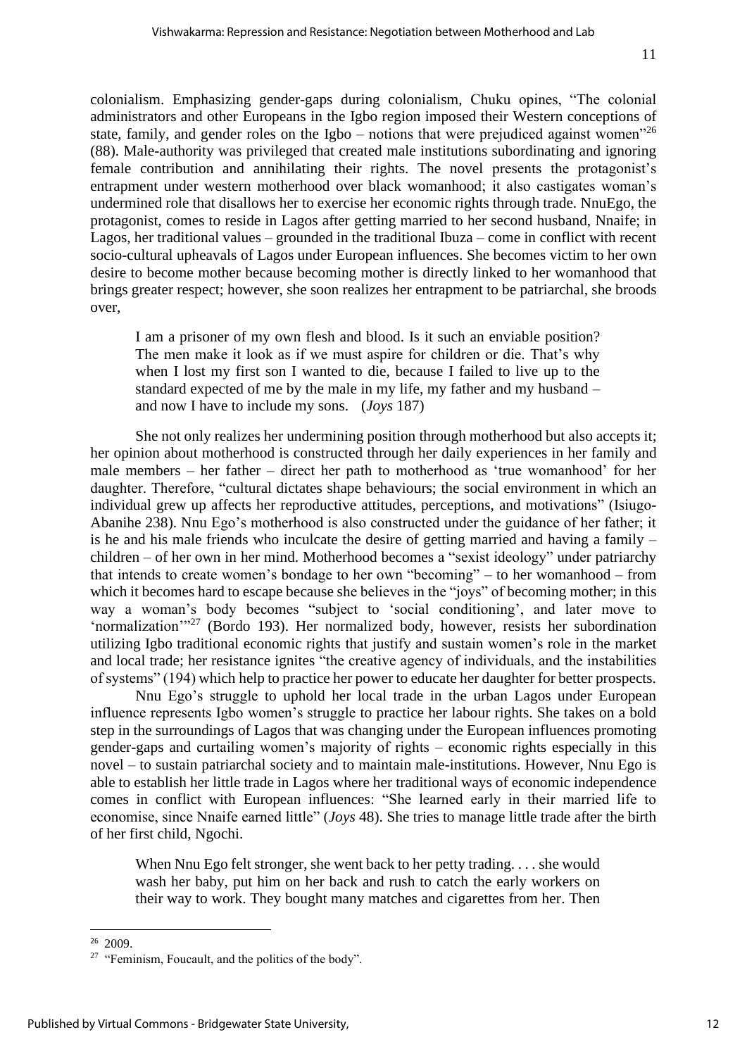colonialism. Emphasizing gender-gaps during colonialism, Chuku opines, "The colonial administrators and other Europeans in the Igbo region imposed their Western conceptions of state, family, and gender roles on the Igbo – notions that were prejudiced against women"[26] (88). Male-authority was privileged that created male institutions subordinating and ignoring female contribution and annihilating their rights. The novel presents the protagonist's entrapment under western motherhood over black womanhood; it also castigates woman's undermined role that disallows her to exercise her economic rights through trade. NnuEgo, the protagonist, comes to reside in Lagos after getting married to her second husband, Nnaife; in Lagos, her traditional values – grounded in the traditional Ibuza – come in conflict with recent socio-cultural upheavals of Lagos under European influences. She becomes victim to her own desire to become mother because becoming mother is directly linked to her womanhood that brings greater respect; however, she soon realizes her entrapment to be patriarchal, she broods over,

> I am a prisoner of my own flesh and blood. Is it such an enviable position? The men make it look as if we must aspire for children or die. That's why when I lost my first son I wanted to die, because I failed to live up to the standard expected of me by the male in my life, my father and my husband – and now I have to include my sons. (*Joys* 187)

She not only realizes her undermining position through motherhood but also accepts it; her opinion about motherhood is constructed through her daily experiences in her family and male members – her father – direct her path to motherhood as 'true womanhood' for her daughter. Therefore, "cultural dictates shape behaviours; the social environment in which an individual grew up affects her reproductive attitudes, perceptions, and motivations" (Isiugo-Abanihe 238). Nnu Ego's motherhood is also constructed under the guidance of her father; it is he and his male friends who inculcate the desire of getting married and having a family – children – of her own in her mind. Motherhood becomes a "sexist ideology" under patriarchy that intends to create women's bondage to her own "becoming" – to her womanhood – from which it becomes hard to escape because she believes in the "joys" of becoming mother; in this way a woman's body becomes "subject to 'social conditioning', and later move to 'normalization'"[27] (Bordo 193). Her normalized body, however, resists her subordination utilizing Igbo traditional economic rights that justify and sustain women's role in the market and local trade; her resistance ignites "the creative agency of individuals, and the instabilities of systems" (194) which help to practice her power to educate her daughter for better prospects.

Nnu Ego's struggle to uphold her local trade in the urban Lagos under European influence represents Igbo women's struggle to practice her labour rights. She takes on a bold step in the surroundings of Lagos that was changing under the European influences promoting gender-gaps and curtailing women's majority of rights – economic rights especially in this novel – to sustain patriarchal society and to maintain male-institutions. However, Nnu Ego is able to establish her little trade in Lagos where her traditional ways of economic independence comes in conflict with European influences: "She learned early in their married life to economise, since Nnaife earned little" (*Joys* 48). She tries to manage little trade after the birth of her first child, Ngochi.

> When Nnu Ego felt stronger, she went back to her petty trading. . . . she would wash her baby, put him on her back and rush to catch the early workers on their way to work. They bought many matches and cigarettes from her. Then

---

[26] 2009.

[27] "Feminism, Foucault, and the politics of the body".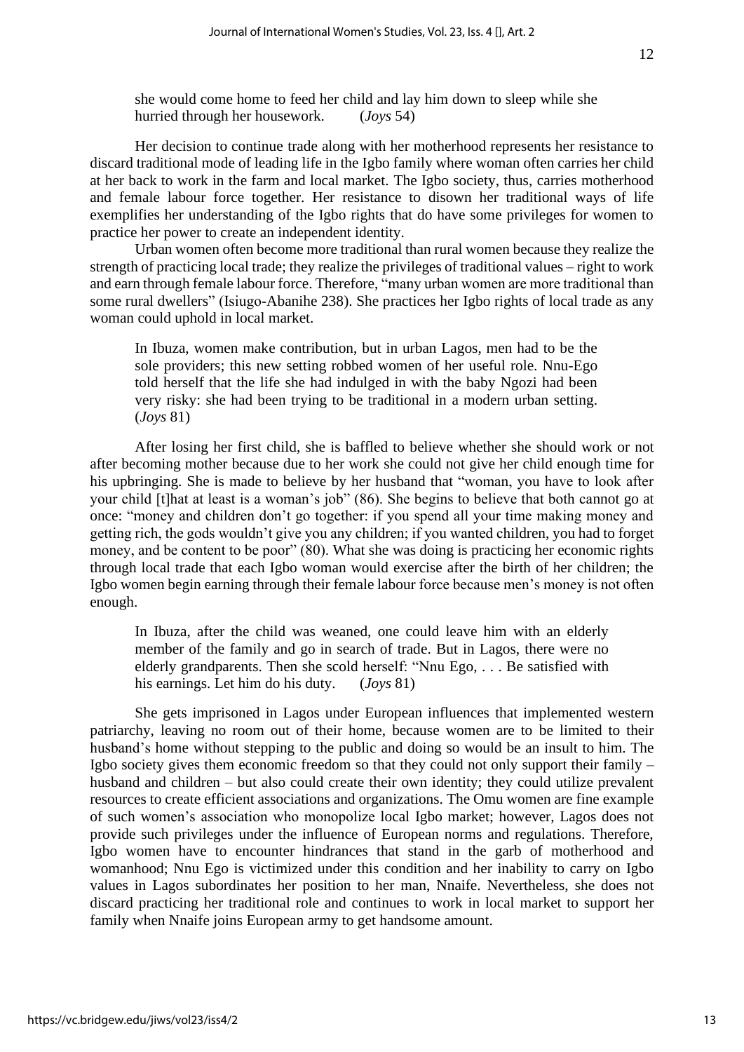> she would come home to feed her child and lay him down to sleep while she hurried through her housework. (*Joys* 54)

Her decision to continue trade along with her motherhood represents her resistance to discard traditional mode of leading life in the Igbo family where woman often carries her child at her back to work in the farm and local market. The Igbo society, thus, carries motherhood and female labour force together. Her resistance to disown her traditional ways of life exemplifies her understanding of the Igbo rights that do have some privileges for women to practice her power to create an independent identity.

Urban women often become more traditional than rural women because they realize the strength of practicing local trade; they realize the privileges of traditional values – right to work and earn through female labour force. Therefore, "many urban women are more traditional than some rural dwellers" (Isiugo-Abanihe 238). She practices her Igbo rights of local trade as any woman could uphold in local market.

> In Ibuza, women make contribution, but in urban Lagos, men had to be the sole providers; this new setting robbed women of her useful role. Nnu-Ego told herself that the life she had indulged in with the baby Ngozi had been very risky: she had been trying to be traditional in a modern urban setting. (*Joys* 81)

After losing her first child, she is baffled to believe whether she should work or not after becoming mother because due to her work she could not give her child enough time for his upbringing. She is made to believe by her husband that "woman, you have to look after your child [t]hat at least is a woman's job" (86). She begins to believe that both cannot go at once: "money and children don't go together: if you spend all your time making money and getting rich, the gods wouldn't give you any children; if you wanted children, you had to forget money, and be content to be poor" (80). What she was doing is practicing her economic rights through local trade that each Igbo woman would exercise after the birth of her children; the Igbo women begin earning through their female labour force because men's money is not often enough.

> In Ibuza, after the child was weaned, one could leave him with an elderly member of the family and go in search of trade. But in Lagos, there were no elderly grandparents. Then she scold herself: "Nnu Ego, . . . Be satisfied with his earnings. Let him do his duty. (*Joys* 81)

She gets imprisoned in Lagos under European influences that implemented western patriarchy, leaving no room out of their home, because women are to be limited to their husband's home without stepping to the public and doing so would be an insult to him. The Igbo society gives them economic freedom so that they could not only support their family – husband and children – but also could create their own identity; they could utilize prevalent resources to create efficient associations and organizations. The Omu women are fine example of such women's association who monopolize local Igbo market; however, Lagos does not provide such privileges under the influence of European norms and regulations. Therefore, Igbo women have to encounter hindrances that stand in the garb of motherhood and womanhood; Nnu Ego is victimized under this condition and her inability to carry on Igbo values in Lagos subordinates her position to her man, Nnaife. Nevertheless, she does not discard practicing her traditional role and continues to work in local market to support her family when Nnaife joins European army to get handsome amount.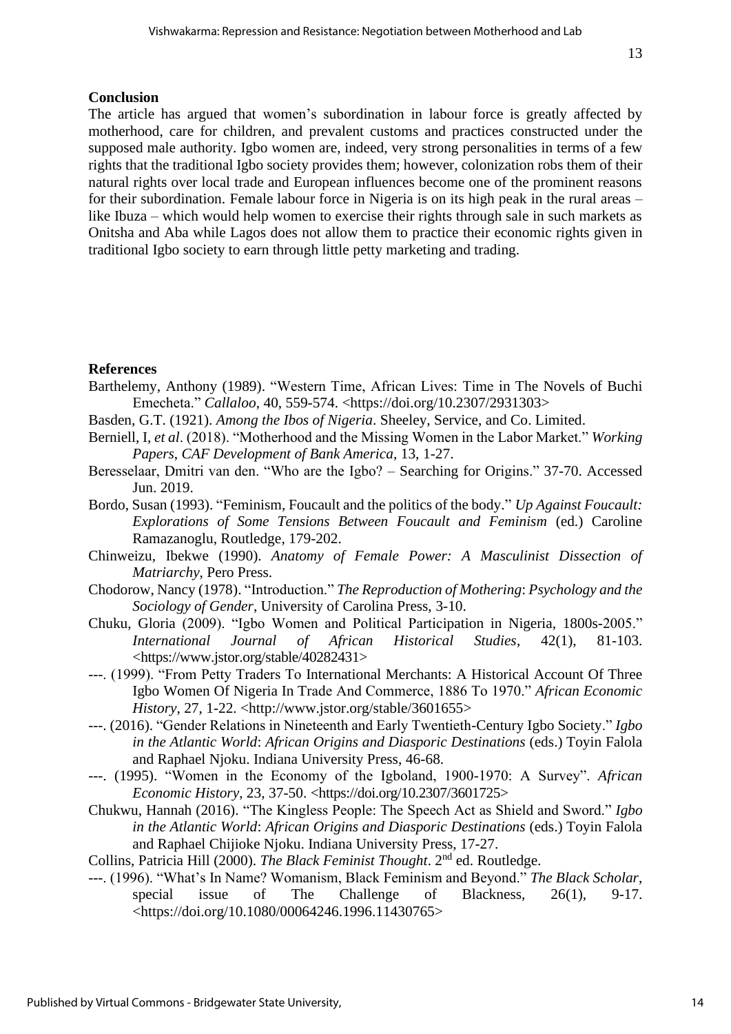**Conclusion**

The article has argued that women's subordination in labour force is greatly affected by motherhood, care for children, and prevalent customs and practices constructed under the supposed male authority. Igbo women are, indeed, very strong personalities in terms of a few rights that the traditional Igbo society provides them; however, colonization robs them of their natural rights over local trade and European influences become one of the prominent reasons for their subordination. Female labour force in Nigeria is on its high peak in the rural areas – like Ibuza – which would help women to exercise their rights through sale in such markets as Onitsha and Aba while Lagos does not allow them to practice their economic rights given in traditional Igbo society to earn through little petty marketing and trading.

**References**

Barthelemy, Anthony (1989). "Western Time, African Lives: Time in The Novels of Buchi Emecheta." *Callaloo*, 40, 559-574. <https://doi.org/10.2307/2931303>

Basden, G.T. (1921). *Among the Ibos of Nigeria*. Sheeley, Service, and Co. Limited.

Berniell, I, *et al*. (2018). "Motherhood and the Missing Women in the Labor Market." *Working Papers, CAF Development of Bank America*, 13, 1-27.

Beresselaar, Dmitri van den. "Who are the Igbo? – Searching for Origins." 37-70. Accessed Jun. 2019.

Bordo, Susan (1993). "Feminism, Foucault and the politics of the body." *Up Against Foucault: Explorations of Some Tensions Between Foucault and Feminism* (ed.) Caroline Ramazanoglu, Routledge, 179-202.

Chinweizu, Ibekwe (1990). *Anatomy of Female Power: A Masculinist Dissection of Matriarchy*, Pero Press.

Chodorow, Nancy (1978). "Introduction." *The Reproduction of Mothering*: *Psychology and the Sociology of Gender*, University of Carolina Press, 3-10.

Chuku, Gloria (2009). "Igbo Women and Political Participation in Nigeria, 1800s-2005." *International Journal of African Historical Studies*, 42(1), 81-103. <https://www.jstor.org/stable/40282431>

---. (1999). "From Petty Traders To International Merchants: A Historical Account Of Three Igbo Women Of Nigeria In Trade And Commerce, 1886 To 1970." *African Economic History*, 27, 1-22. <http://www.jstor.org/stable/3601655>

---. (2016). "Gender Relations in Nineteenth and Early Twentieth-Century Igbo Society." *Igbo in the Atlantic World*: *African Origins and Diasporic Destinations* (eds.) Toyin Falola and Raphael Njoku. Indiana University Press, 46-68.

---. (1995). "Women in the Economy of the Igboland, 1900-1970: A Survey". *African Economic History*, 23, 37-50. <https://doi.org/10.2307/3601725>

Chukwu, Hannah (2016). "The Kingless People: The Speech Act as Shield and Sword." *Igbo in the Atlantic World*: *African Origins and Diasporic Destinations* (eds.) Toyin Falola and Raphael Chijioke Njoku. Indiana University Press, 17-27.

Collins, Patricia Hill (2000). *The Black Feminist Thought*. 2nd ed. Routledge.

---. (1996). "What's In Name? Womanism, Black Feminism and Beyond." *The Black Scholar*, special issue of The Challenge of Blackness, 26(1), 9-17. <https://doi.org/10.1080/00064246.1996.11430765>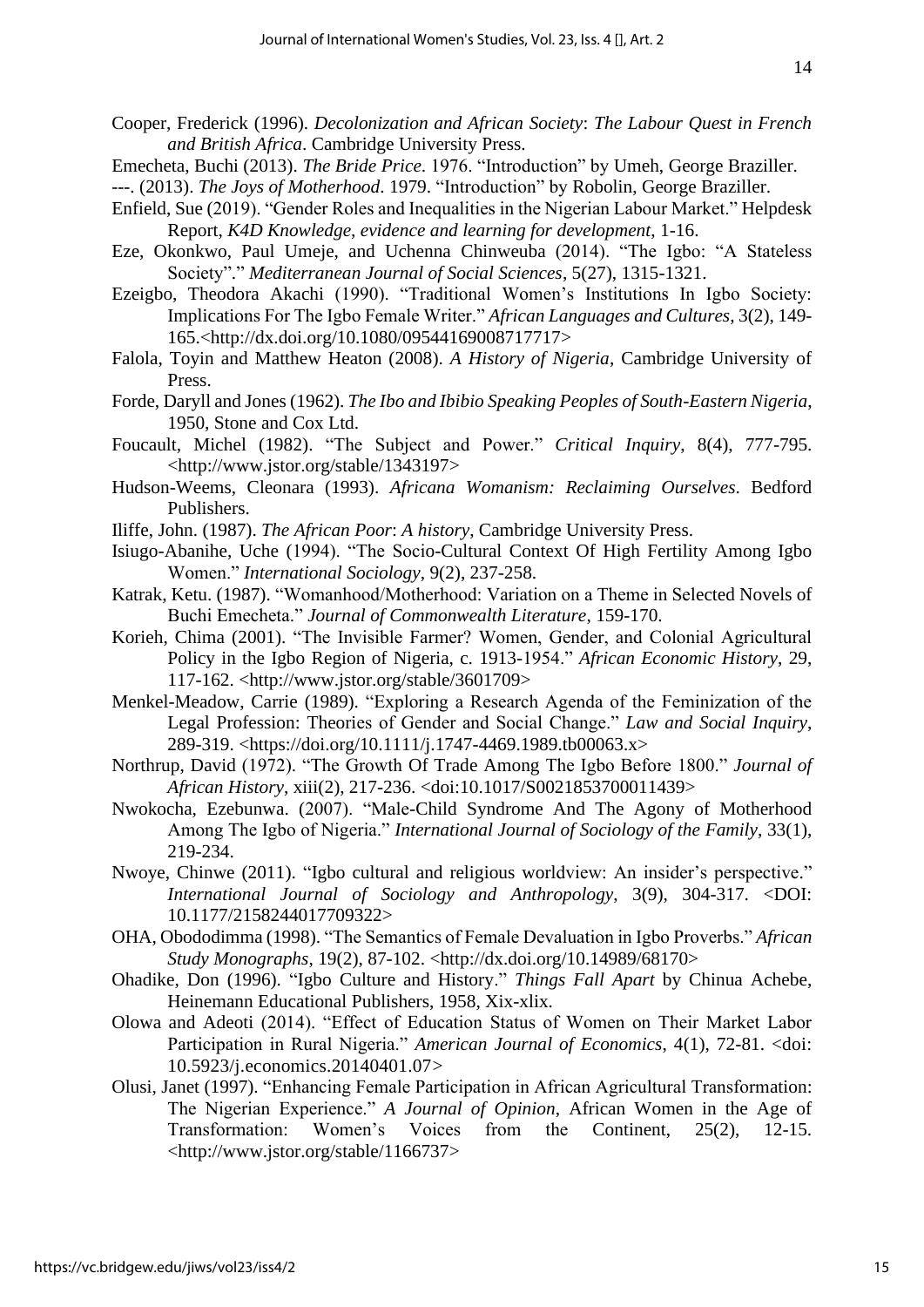Cooper, Frederick (1996). *Decolonization and African Society*: *The Labour Quest in French and British Africa*. Cambridge University Press.

Emecheta, Buchi (2013). *The Bride Price*. 1976. "Introduction" by Umeh, George Braziller.

---. (2013). *The Joys of Motherhood*. 1979. "Introduction" by Robolin, George Braziller.

Enfield, Sue (2019). "Gender Roles and Inequalities in the Nigerian Labour Market." Helpdesk Report, *K4D Knowledge, evidence and learning for development*, 1-16.

Eze, Okonkwo, Paul Umeje, and Uchenna Chinweuba (2014). "The Igbo: "A Stateless Society"." *Mediterranean Journal of Social Sciences*, 5(27), 1315-1321.

Ezeigbo, Theodora Akachi (1990). "Traditional Women's Institutions In Igbo Society: Implications For The Igbo Female Writer." *African Languages and Cultures*, 3(2), 149-165.<http://dx.doi.org/10.1080/09544169008717717>

Falola, Toyin and Matthew Heaton (2008). *A History of Nigeria*, Cambridge University of Press.

Forde, Daryll and Jones (1962). *The Ibo and Ibibio Speaking Peoples of South-Eastern Nigeria*, 1950, Stone and Cox Ltd.

Foucault, Michel (1982). "The Subject and Power." *Critical Inquiry*, 8(4), 777-795. <http://www.jstor.org/stable/1343197>

Hudson-Weems, Cleonara (1993). *Africana Womanism: Reclaiming Ourselves*. Bedford Publishers.

Iliffe, John. (1987). *The African Poor*: *A history*, Cambridge University Press.

Isiugo-Abanihe, Uche (1994). "The Socio-Cultural Context Of High Fertility Among Igbo Women." *International Sociology*, 9(2), 237-258.

Katrak, Ketu. (1987). "Womanhood/Motherhood: Variation on a Theme in Selected Novels of Buchi Emecheta." *Journal of Commonwealth Literature*, 159-170.

Korieh, Chima (2001). "The Invisible Farmer? Women, Gender, and Colonial Agricultural Policy in the Igbo Region of Nigeria, c. 1913-1954." *African Economic History*, 29, 117-162. <http://www.jstor.org/stable/3601709>

Menkel-Meadow, Carrie (1989). "Exploring a Research Agenda of the Feminization of the Legal Profession: Theories of Gender and Social Change." *Law and Social Inquiry*, 289-319. <https://doi.org/10.1111/j.1747-4469.1989.tb00063.x>

Northrup, David (1972). "The Growth Of Trade Among The Igbo Before 1800." *Journal of African History*, xiii(2), 217-236. <doi:10.1017/S0021853700011439>

Nwokocha, Ezebunwa. (2007). "Male-Child Syndrome And The Agony of Motherhood Among The Igbo of Nigeria." *International Journal of Sociology of the Family*, 33(1), 219-234.

Nwoye, Chinwe (2011). "Igbo cultural and religious worldview: An insider's perspective." *International Journal of Sociology and Anthropology*, 3(9), 304-317. <DOI: 10.1177/2158244017709322>

OHA, Obododimma (1998). "The Semantics of Female Devaluation in Igbo Proverbs." *African Study Monographs*, 19(2), 87-102. <http://dx.doi.org/10.14989/68170>

Ohadike, Don (1996). "Igbo Culture and History." *Things Fall Apart* by Chinua Achebe, Heinemann Educational Publishers, 1958, Xix-xlix.

Olowa and Adeoti (2014). "Effect of Education Status of Women on Their Market Labor Participation in Rural Nigeria." *American Journal of Economics*, 4(1), 72-81. <doi: 10.5923/j.economics.20140401.07>

Olusi, Janet (1997). "Enhancing Female Participation in African Agricultural Transformation: The Nigerian Experience." *A Journal of Opinion*, African Women in the Age of Transformation: Women's Voices from the Continent, 25(2), 12-15. <http://www.jstor.org/stable/1166737>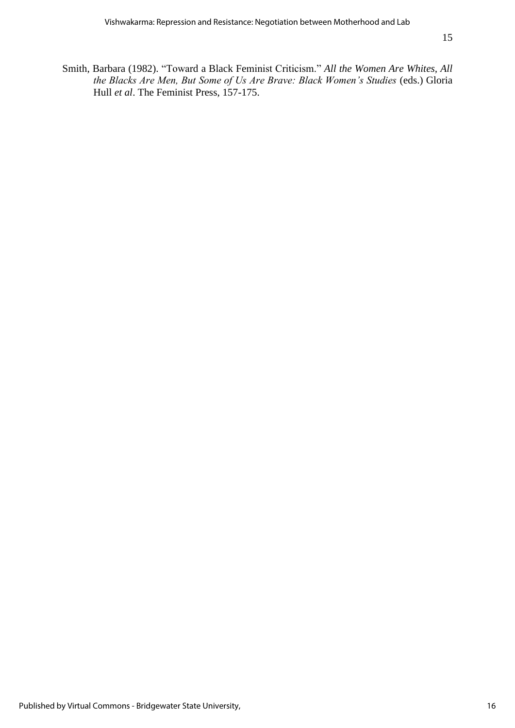Smith, Barbara (1982). "Toward a Black Feminist Criticism." *All the Women Are Whites, All the Blacks Are Men, But Some of Us Are Brave: Black Women's Studies* (eds.) Gloria Hull *et al*. The Feminist Press, 157-175.